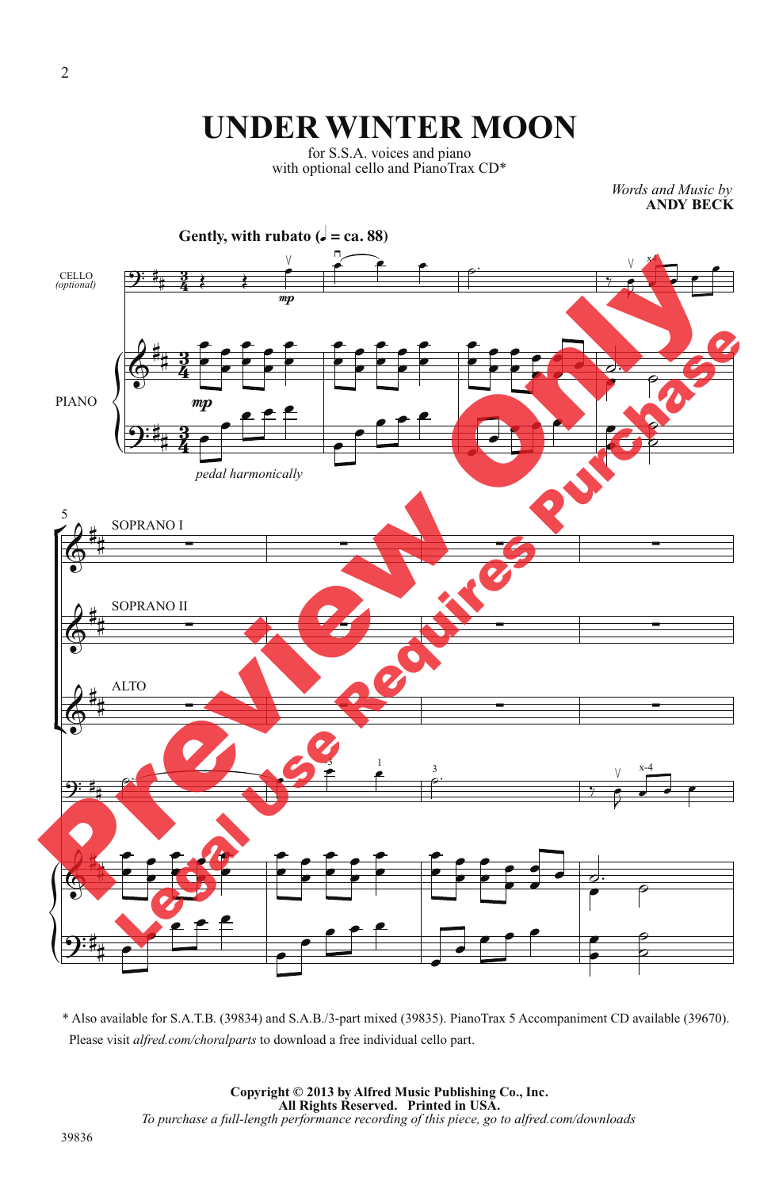# UNDER WINTER MOON

for S.S.A. voices and piano
with optional cello and PianoTrax CD*

*Words and Music by*
**ANDY BECK**

**Gently, with rubato (♩ = ca. 88)**

CELLO *(optional)*

PIANO

*pedal harmonically*

SOPRANO I

SOPRANO II

ALTO

Preview Only

Legal Use Requires Purchase

\* Also available for S.A.T.B. (39834) and S.A.B./3-part mixed (39835). PianoTrax 5 Accompaniment CD available (39670). Please visit *alfred.com/choralparts* to download a free individual cello part.

**Copyright © 2013 by Alfred Music Publishing Co., Inc.**
**All Rights Reserved. Printed in USA.**
*To purchase a full-length performance recording of this piece, go to alfred.com/downloads*

39836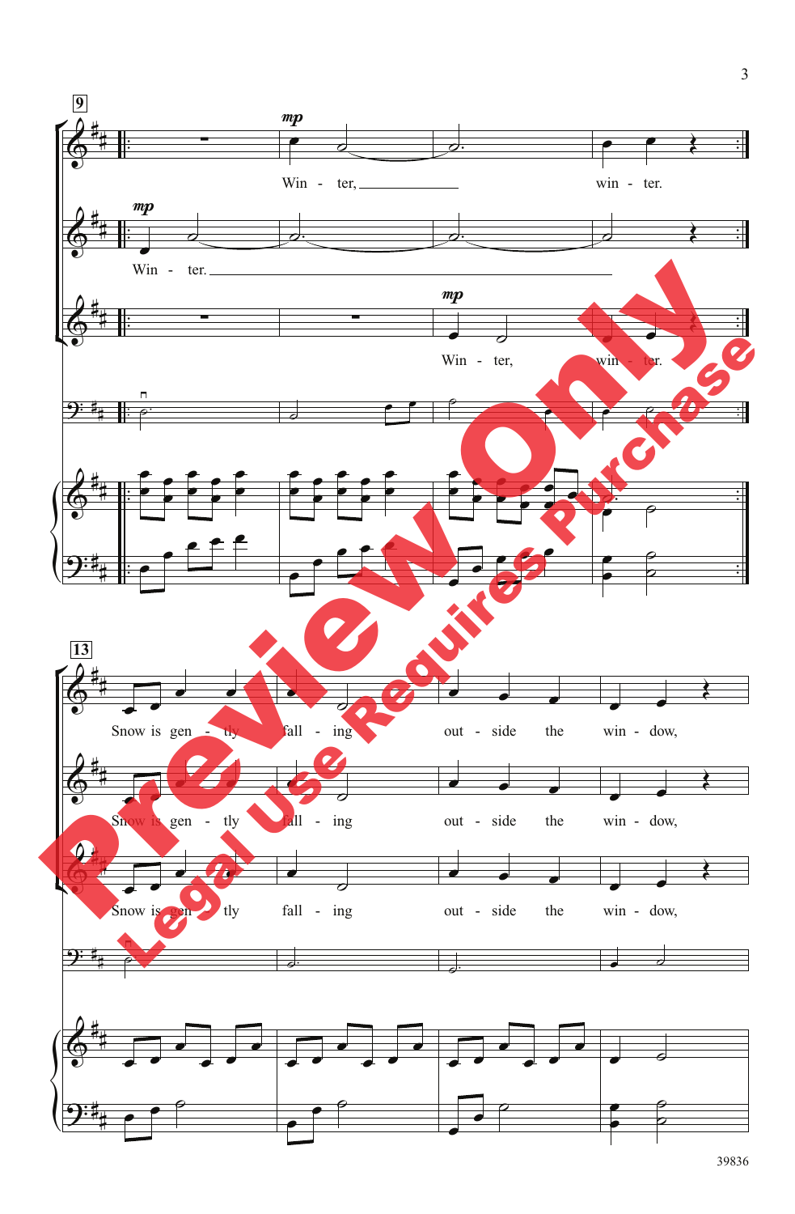**9**

*mp*

Win - ter,

win - ter.

*mp*

Win - ter.

*mp*

Win - ter,

win - ter.

**13**

Snow is gen - tly fall - ing out - side the win - dow,

Snow is gen - tly fall - ing out - side the win - dow,

Snow is gen - tly fall - ing out - side the win - dow,

39836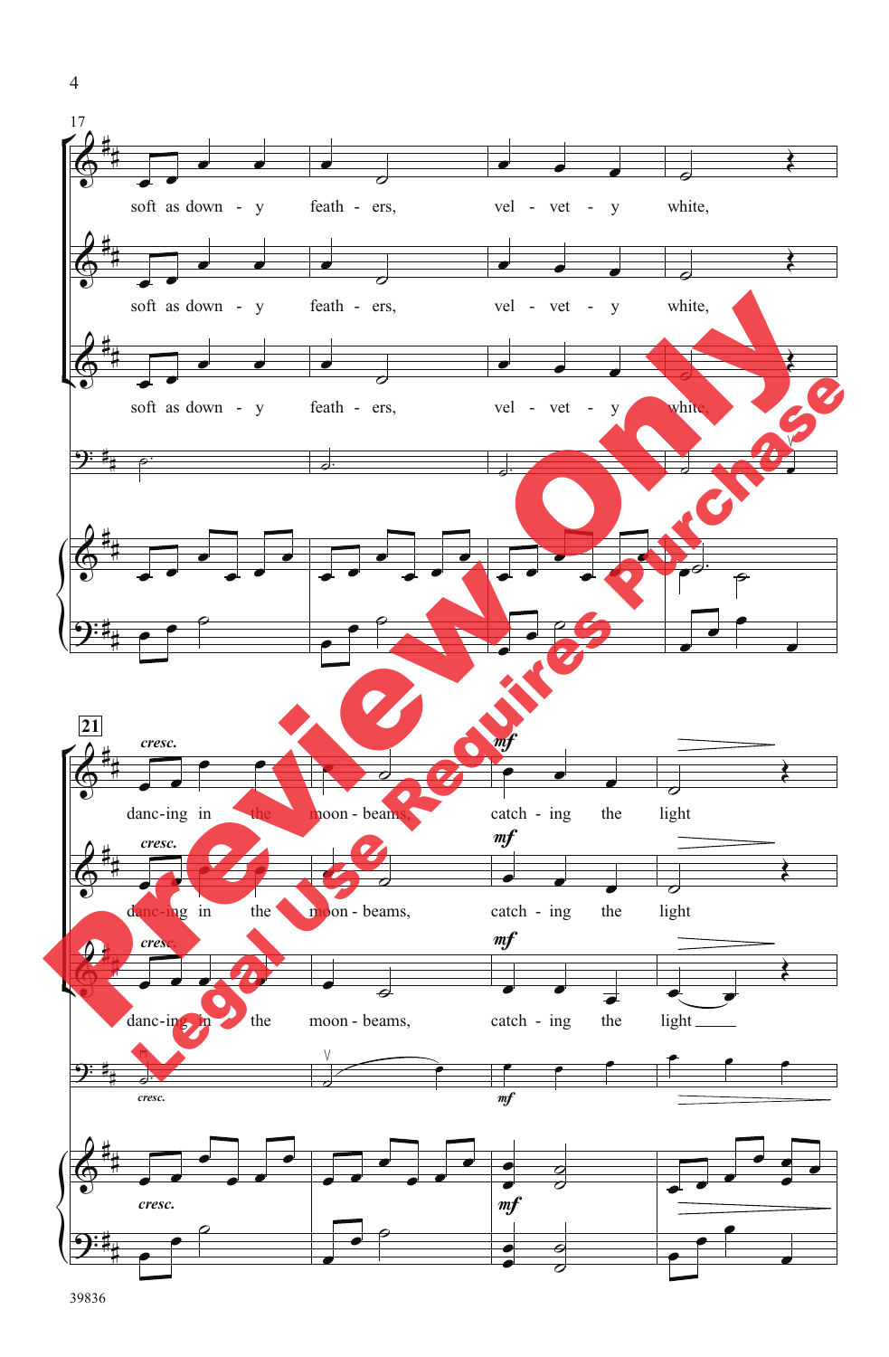17

soft as down - y feath - ers, vel - vet - y white,

soft as down - y feath - ers, vel - vet - y white,

soft as down - y feath - ers, vel - vet - y white,

21

*cresc.* *mf*

danc-ing in the moon - beams, catch - ing the light

*cresc.* *mf*

danc-ing in the moon - beams, catch - ing the light

*cresc.* *mf*

danc-ing in the moon - beams, catch - ing the light

*cresc.* *mf*

*cresc.* *mf*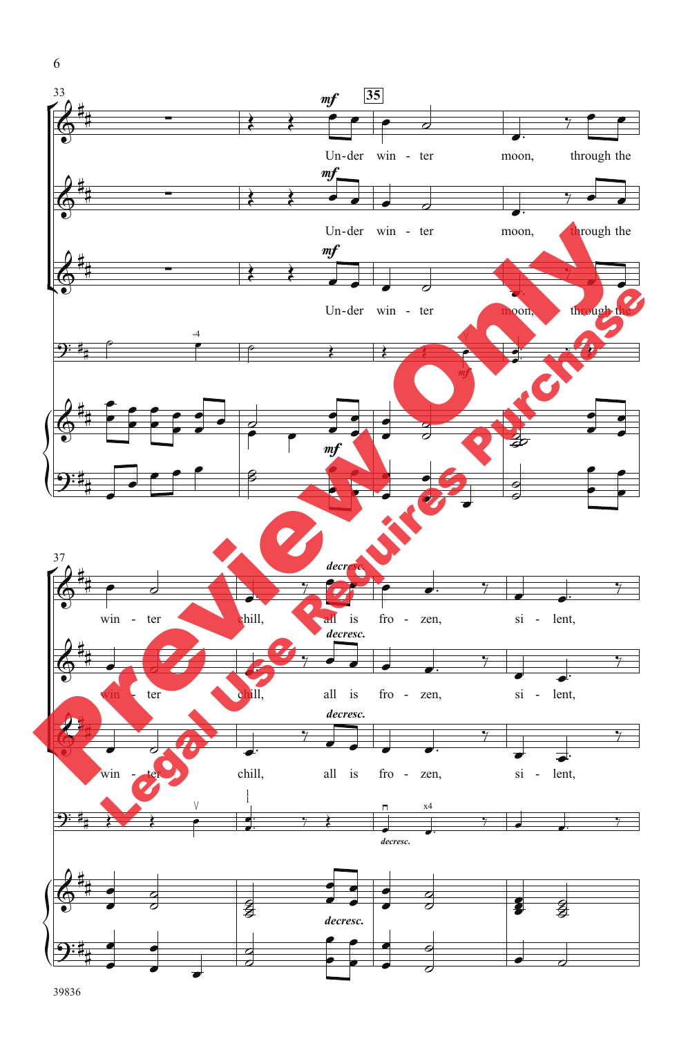Un-der win - ter moon, through the win - ter chill, all is fro - zen, si - lent,

Preview Only Legal Use Requires Purchase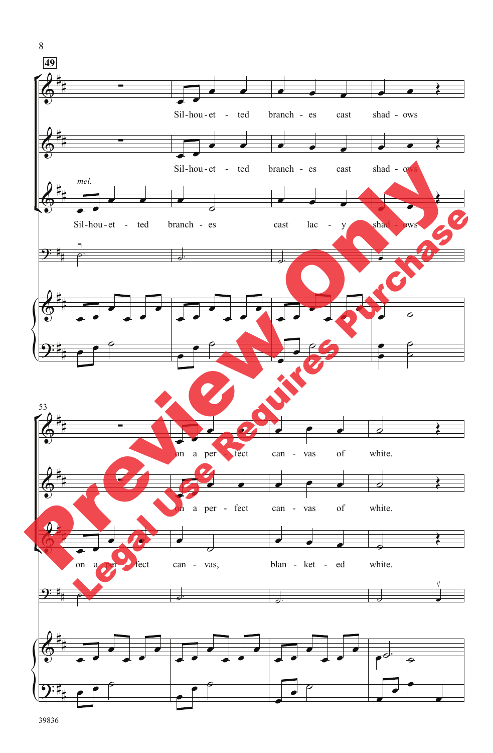49

Sil-hou-et - ted branch - es cast shad - ows

Sil-hou-et - ted branch - es cast shad - ows

*mel.*

Sil-hou-et - ted branch - es cast lac - y shad - ows

53

on a per - fect can - vas of white.

on a per - fect can - vas of white.

on a per - fect can - vas, blan - ket - ed white.

Preview Only

Legal Use Requires Purchase

39836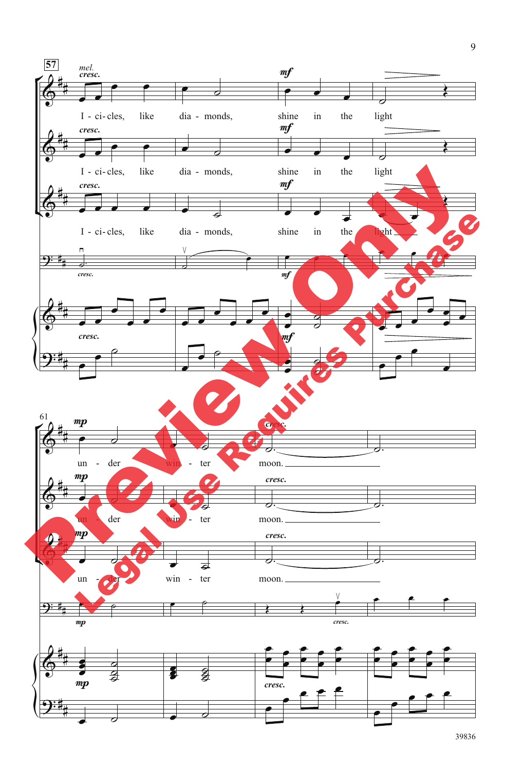57

*mel.*
*cresc.*

I - ci - cles, like dia - monds, shine in the light

under winter moon.

61

un - der win - ter moon.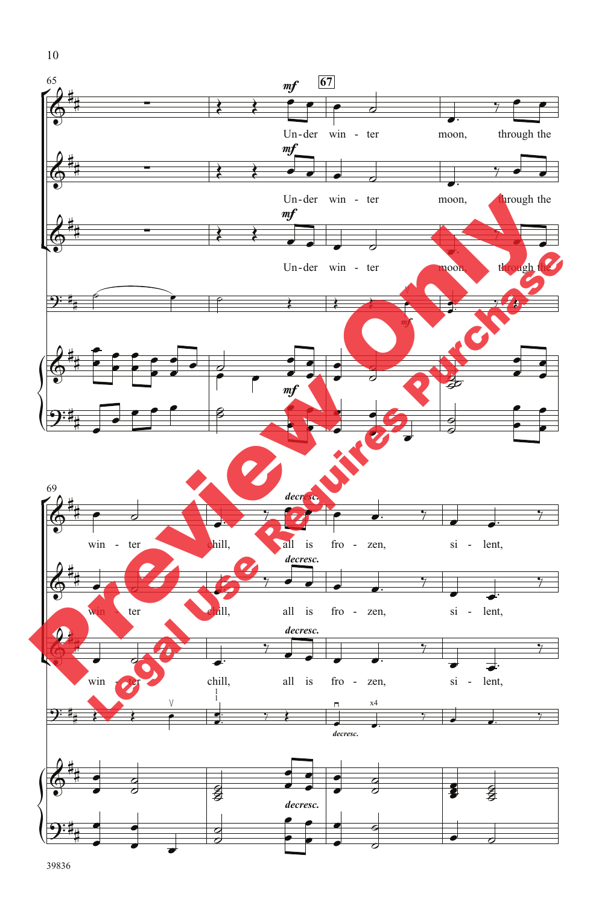65

**67**

*mf*

Un-der win - ter moon, through the win - ter chill,

*decresc.*

all is fro - zen, si - lent,

69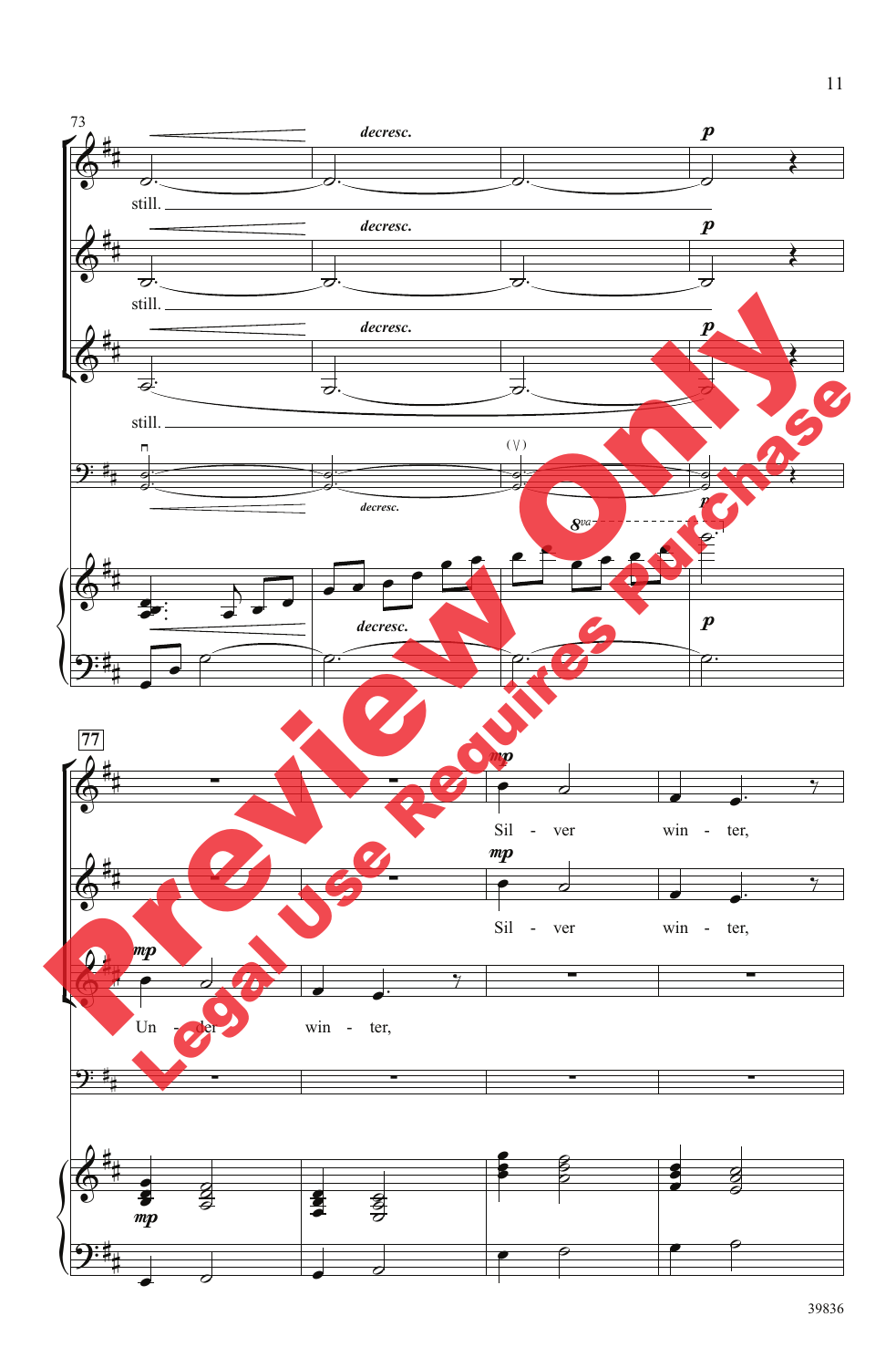73

*decresc.* *p*

still.

*decresc.* *p*

still.

*decresc.* *p*

still.

*decresc.* *p*

*decresc.* *p*

**77**

*mp*

Sil - ver win - ter,

*mp*

Sil - ver win - ter,

*mp*

Un - der win - ter,

*mp*

Preview Only

Legal Use Requires Purchase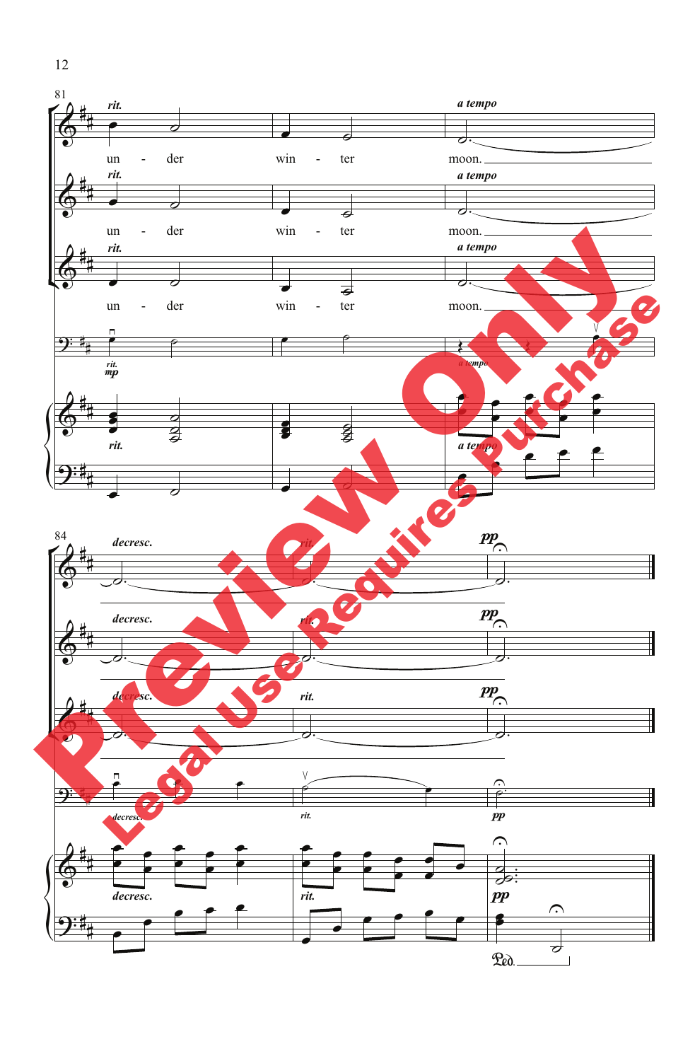81

*rit.* *a tempo*

un - der win - ter moon.

un - der win - ter moon.

un - der win - ter moon.

*rit.* *mp* *a tempo*

*rit.* *a tempo*

84

*decresc.* *rit.* *pp*

*decresc.* *rit.* *pp*

*decresc.* *rit.* *pp*

*decresc.* *rit.* *pp*

*decresc.* *rit.* *pp*

Ped.

Preview Only

Legal Use Requires Purchase